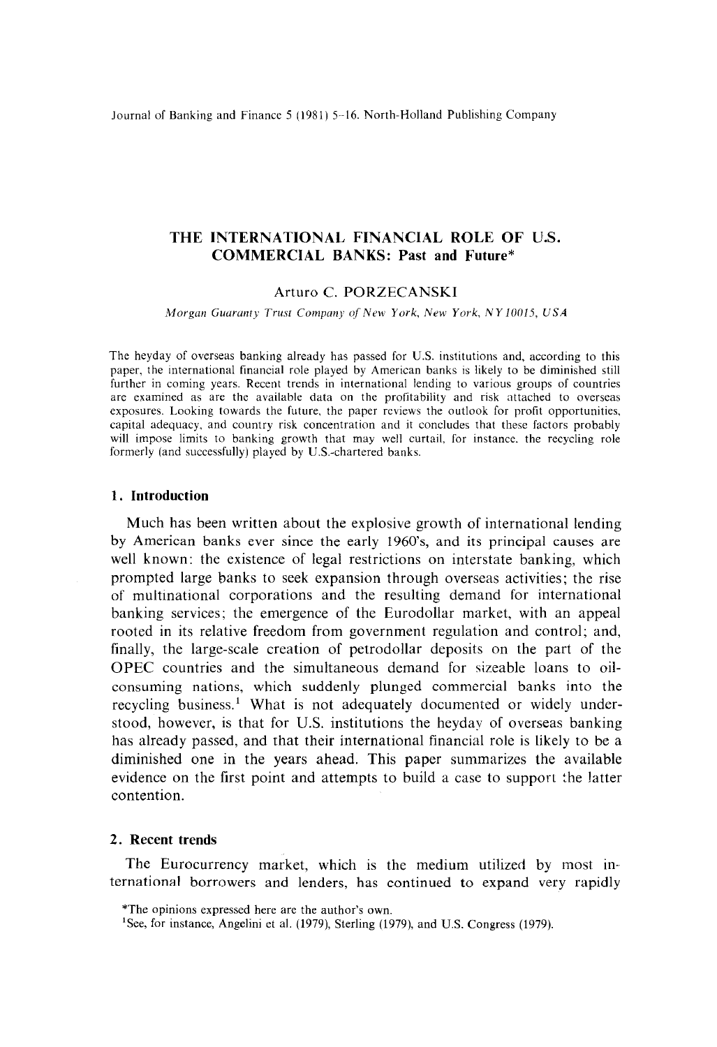# THE INTERNATIONAL FINANCIAL ROLE OF U.S. COMMERCIAL BANKS: Past and Future*

Arturo C. PORZECANSKI

*Morgan Guaranty Trust Company of New York, New York, NY 10015, USA*

The heyday of overseas banking already has passed for U.S. institutions and, according to this paper, the international financial role played by American banks is likely to be diminished still further in coming years. Recent trends in international lending to various groups of countries are examined as are the available data on the profitability and risk attached to overseas exposures. Looking towards the future, the paper reviews the outlook for profit opportunities, capital adequacy, and country risk concentration and it concludes that these factors probably will impose limits to banking growth that may well curtail, for instance, the recycling role formerly (and successfully) played by U.S.-chartered banks.

## 1. Introduction

Much has been written about the explosive growth of international lending by American banks ever since the early 1960's, and its principal causes are well known: the existence of legal restrictions on interstate banking, which prompted large banks to seek expansion through overseas activities; the rise of multinational corporations and the resulting demand for international banking services; the emergence of the Eurodollar market, with an appeal rooted in its relative freedom from government regulation and control; and, finally, the large-scale creation of petrodollar deposits on the part of the OPEC countries and the simultaneous demand for sizeable loans to oil-consuming nations, which suddenly plunged commercial banks into the recycling business.[1] What is not adequately documented or widely understood, however, is that for U.S. institutions the heyday of overseas banking has already passed, and that their international financial role is likely to be a diminished one in the years ahead. This paper summarizes the available evidence on the first point and attempts to build a case to support the latter contention.

## 2. Recent trends

The Eurocurrency market, which is the medium utilized by most international borrowers and lenders, has continued to expand very rapidly

*The opinions expressed here are the author's own.

[1]See, for instance, Angelini et al. (1979), Sterling (1979), and U.S. Congress (1979).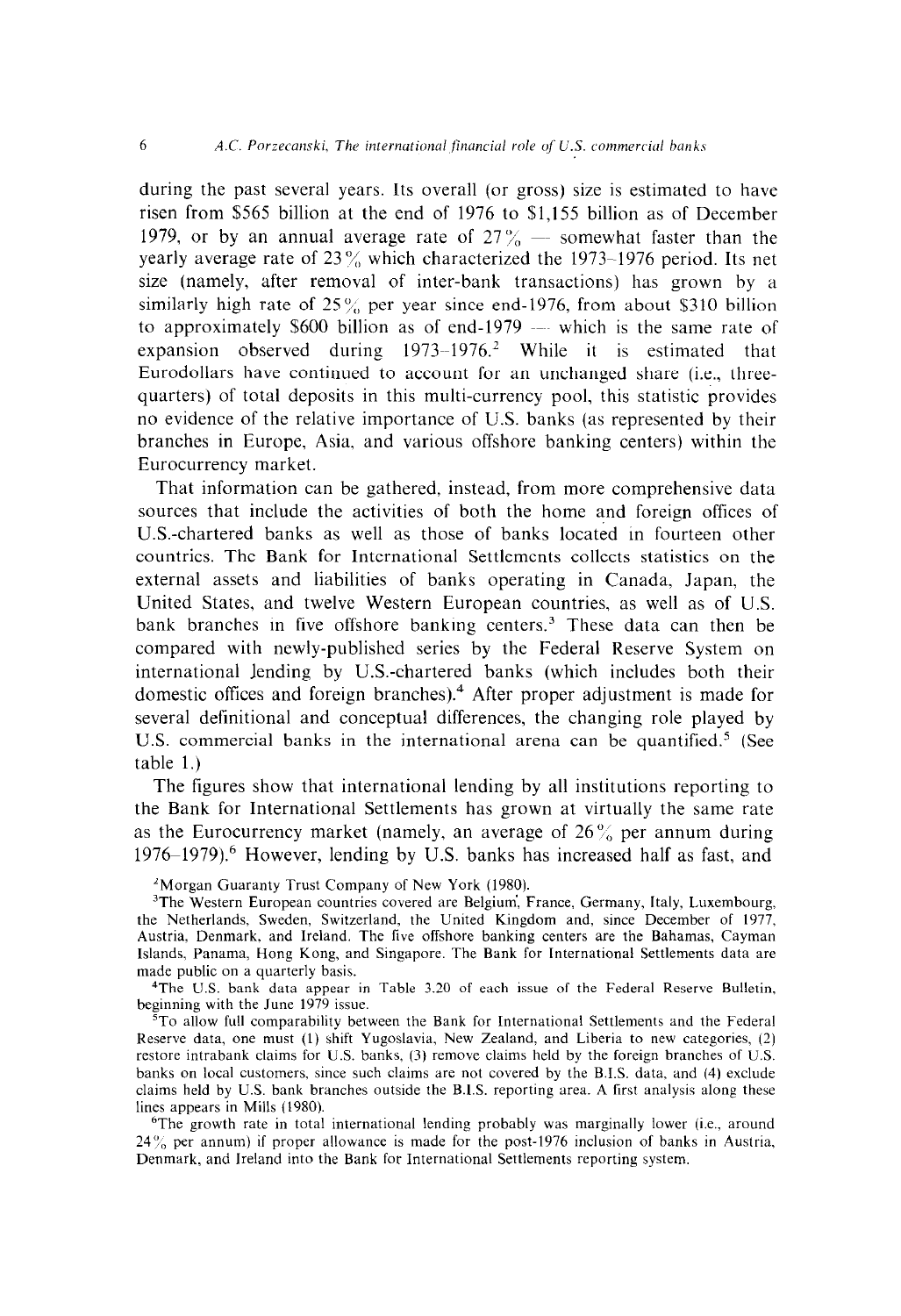during the past several years. Its overall (or gross) size is estimated to have risen from $565 billion at the end of 1976 to $1,155 billion as of December 1979, or by an annual average rate of 27% — somewhat faster than the yearly average rate of 23% which characterized the 1973–1976 period. Its net size (namely, after removal of inter-bank transactions) has grown by a similarly high rate of 25% per year since end-1976, from about $310 billion to approximately $600 billion as of end-1979 — which is the same rate of expansion observed during 1973–1976.[2] While it is estimated that Eurodollars have continued to account for an unchanged share (i.e., three-quarters) of total deposits in this multi-currency pool, this statistic provides no evidence of the relative importance of U.S. banks (as represented by their branches in Europe, Asia, and various offshore banking centers) within the Eurocurrency market.

That information can be gathered, instead, from more comprehensive data sources that include the activities of both the home and foreign offices of U.S.-chartered banks as well as those of banks located in fourteen other countries. The Bank for International Settlements collects statistics on the external assets and liabilities of banks operating in Canada, Japan, the United States, and twelve Western European countries, as well as of U.S. bank branches in five offshore banking centers.[3] These data can then be compared with newly-published series by the Federal Reserve System on international lending by U.S.-chartered banks (which includes both their domestic offices and foreign branches).[4] After proper adjustment is made for several definitional and conceptual differences, the changing role played by U.S. commercial banks in the international arena can be quantified.[5] (See table 1.)

The figures show that international lending by all institutions reporting to the Bank for International Settlements has grown at virtually the same rate as the Eurocurrency market (namely, an average of 26% per annum during 1976–1979).[6] However, lending by U.S. banks has increased half as fast, and

[2] Morgan Guaranty Trust Company of New York (1980).

[3] The Western European countries covered are Belgium, France, Germany, Italy, Luxembourg, the Netherlands, Sweden, Switzerland, the United Kingdom and, since December of 1977, Austria, Denmark, and Ireland. The five offshore banking centers are the Bahamas, Cayman Islands, Panama, Hong Kong, and Singapore. The Bank for International Settlements data are made public on a quarterly basis.

[4] The U.S. bank data appear in Table 3.20 of each issue of the Federal Reserve Bulletin, beginning with the June 1979 issue.

[5] To allow full comparability between the Bank for International Settlements and the Federal Reserve data, one must (1) shift Yugoslavia, New Zealand, and Liberia to new categories, (2) restore intrabank claims for U.S. banks, (3) remove claims held by the foreign branches of U.S. banks on local customers, since such claims are not covered by the B.I.S. data, and (4) exclude claims held by U.S. bank branches outside the B.I.S. reporting area. A first analysis along these lines appears in Mills (1980).

[6] The growth rate in total international lending probably was marginally lower (i.e., around 24% per annum) if proper allowance is made for the post-1976 inclusion of banks in Austria, Denmark, and Ireland into the Bank for International Settlements reporting system.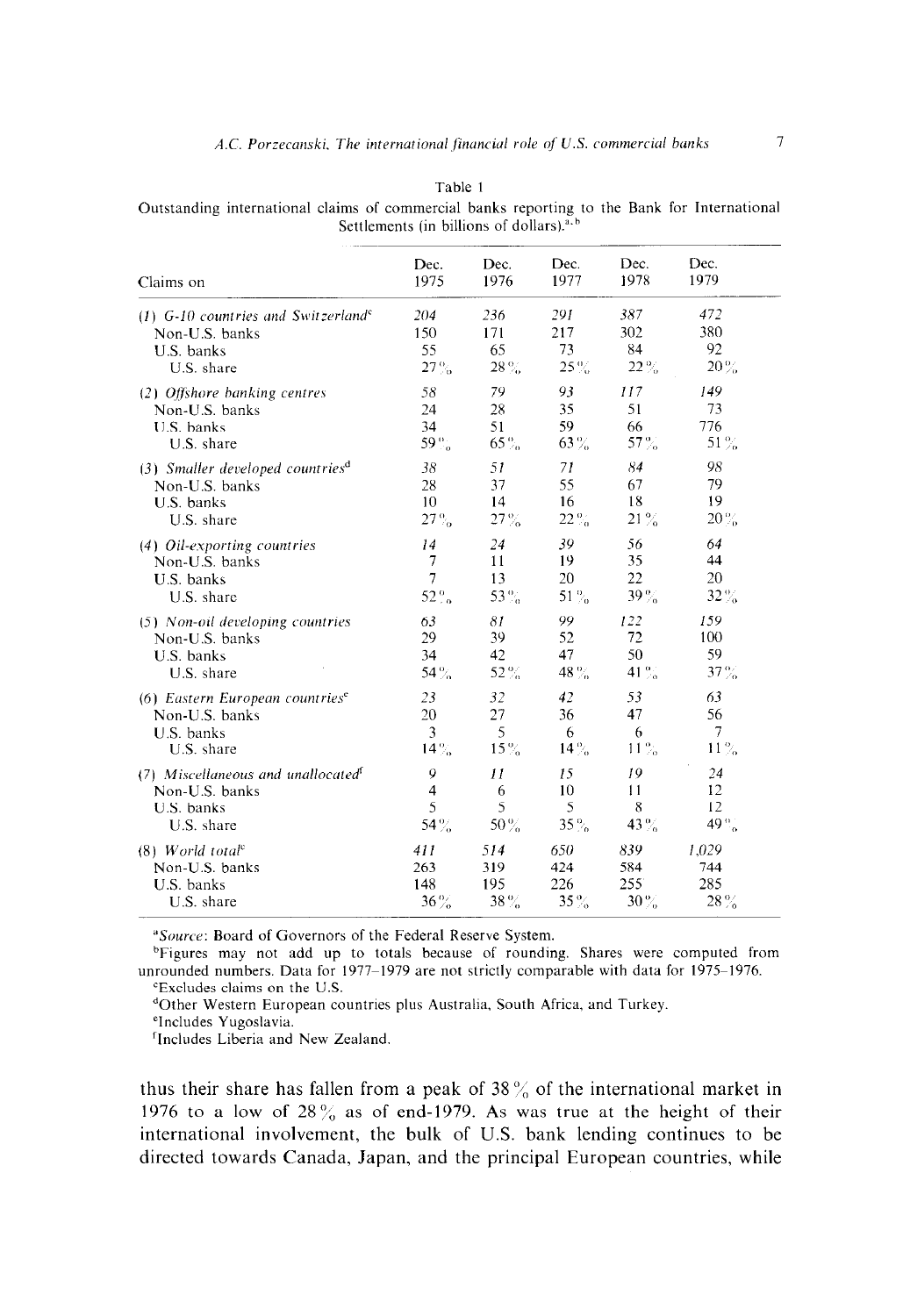Table 1

Outstanding international claims of commercial banks reporting to the Bank for International Settlements (in billions of dollars).[a, b]

| Claims on | Dec. 1975 | Dec. 1976 | Dec. 1977 | Dec. 1978 | Dec. 1979 |
|---|---|---|---|---|---|
| *(1) G-10 countries and Switzerland*[c] | *204* | *236* | *291* | *387* | *472* |
| Non-U.S. banks | 150 | 171 | 217 | 302 | 380 |
| U.S. banks | 55 | 65 | 73 | 84 | 92 |
| U.S. share | 27% | 28% | 25% | 22% | 20% |
| *(2) Offshore banking centres* | *58* | *79* | *93* | *117* | *149* |
| Non-U.S. banks | 24 | 28 | 35 | 51 | 73 |
| U.S. banks | 34 | 51 | 59 | 66 | 776 |
| U.S. share | 59% | 65% | 63% | 57% | 51% |
| *(3) Smaller developed countries*[d] | *38* | *51* | *71* | *84* | *98* |
| Non-U.S. banks | 28 | 37 | 55 | 67 | 79 |
| U.S. banks | 10 | 14 | 16 | 18 | 19 |
| U.S. share | 27% | 27% | 22% | 21% | 20% |
| *(4) Oil-exporting countries* | *14* | *24* | *39* | *56* | *64* |
| Non-U.S. banks | 7 | 11 | 19 | 35 | 44 |
| U.S. banks | 7 | 13 | 20 | 22 | 20 |
| U.S. share | 52% | 53% | 51% | 39% | 32% |
| *(5) Non-oil developing countries* | *63* | *81* | *99* | *122* | *159* |
| Non-U.S. banks | 29 | 39 | 52 | 72 | 100 |
| U.S. banks | 34 | 42 | 47 | 50 | 59 |
| U.S. share | 54% | 52% | 48% | 41% | 37% |
| *(6) Eastern European countries*[e] | *23* | *32* | *42* | *53* | *63* |
| Non-U.S. banks | 20 | 27 | 36 | 47 | 56 |
| U.S. banks | 3 | 5 | 6 | 6 | 7 |
| U.S. share | 14% | 15% | 14% | 11% | 11% |
| *(7) Miscellaneous and unallocated*[f] | *9* | *11* | *15* | *19* | *24* |
| Non-U.S. banks | 4 | 6 | 10 | 11 | 12 |
| U.S. banks | 5 | 5 | 5 | 8 | 12 |
| U.S. share | 54% | 50% | 35% | 43% | 49% |
| *(8) World total*[c] | *411* | *514* | *650* | *839* | *1,029* |
| Non-U.S. banks | 263 | 319 | 424 | 584 | 744 |
| U.S. banks | 148 | 195 | 226 | 255 | 285 |
| U.S. share | 36% | 38% | 35% | 30% | 28% |

[a]*Source*: Board of Governors of the Federal Reserve System.

[b]Figures may not add up to totals because of rounding. Shares were computed from unrounded numbers. Data for 1977–1979 are not strictly comparable with data for 1975–1976.

[c]Excludes claims on the U.S.

[d]Other Western European countries plus Australia, South Africa, and Turkey.

[e]Includes Yugoslavia.

[f]Includes Liberia and New Zealand.

thus their share has fallen from a peak of 38% of the international market in 1976 to a low of 28% as of end-1979. As was true at the height of their international involvement, the bulk of U.S. bank lending continues to be directed towards Canada, Japan, and the principal European countries, while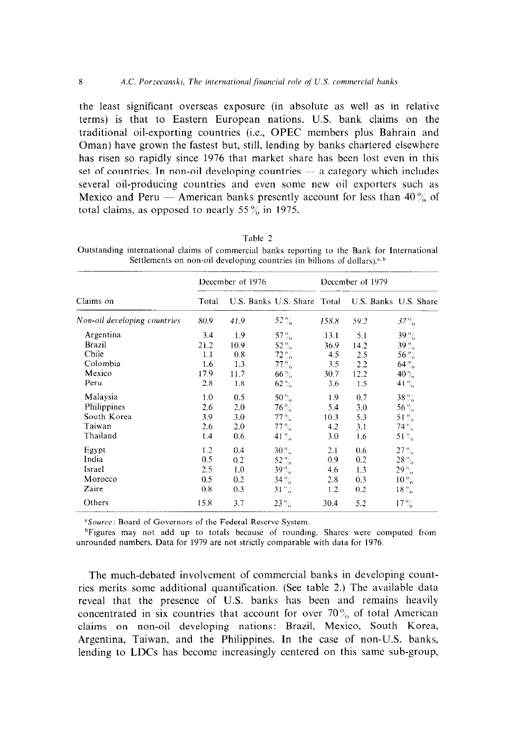the least significant overseas exposure (in absolute as well as in relative terms) is that to Eastern European nations. U.S. bank claims on the traditional oil-exporting countries (i.e., OPEC members plus Bahrain and Oman) have grown the fastest but, still, lending by banks chartered elsewhere has risen so rapidly since 1976 that market share has been lost even in this set of countries. In non-oil developing countries — a category which includes several oil-producing countries and even some new oil exporters such as Mexico and Peru — American banks presently account for less than 40% of total claims, as opposed to nearly 55% in 1975.

Table 2
Outstanding international claims of commercial banks reporting to the Bank for International Settlements on non-oil developing countries (in billions of dollars).[a,b]

| Claims on | December of 1976 | | | December of 1979 | | |
|---|---|---|---|---|---|---|
| | Total | U.S. Banks | U.S. Share | Total | U.S. Banks | U.S. Share |
| *Non-oil developing countries* | *80.9* | *41.9* | *52%* | *158.8* | *59.2* | *37%* |
| Argentina | 3.4 | 1.9 | 57% | 13.1 | 5.1 | 39% |
| Brazil | 21.2 | 10.9 | 52% | 36.9 | 14.2 | 39% |
| Chile | 1.1 | 0.8 | 72% | 4.5 | 2.5 | 56% |
| Colombia | 1.6 | 1.3 | 77% | 3.5 | 2.2 | 64% |
| Mexico | 17.9 | 11.7 | 66% | 30.7 | 12.2 | 40% |
| Peru | 2.8 | 1.8 | 62% | 3.6 | 1.5 | 41% |
| Malaysia | 1.0 | 0.5 | 50% | 1.9 | 0.7 | 38% |
| Philippines | 2.6 | 2.0 | 76% | 5.4 | 3.0 | 56% |
| South Korea | 3.9 | 3.0 | 77% | 10.3 | 5.3 | 51% |
| Taiwan | 2.6 | 2.0 | 77% | 4.2 | 3.1 | 74% |
| Thailand | 1.4 | 0.6 | 41% | 3.0 | 1.6 | 51% |
| Egypt | 1.2 | 0.4 | 30% | 2.1 | 0.6 | 27% |
| India | 0.5 | 0.2 | 52% | 0.9 | 0.2 | 28% |
| Israel | 2.5 | 1.0 | 39% | 4.6 | 1.3 | 29% |
| Morocco | 0.5 | 0.2 | 34% | 2.8 | 0.3 | 10% |
| Zaire | 0.8 | 0.3 | 31% | 1.2 | 0.2 | 18% |
| Others | 15.8 | 3.7 | 23% | 30.4 | 5.2 | 17% |

[a]*Source*: Board of Governors of the Federal Reserve System.

[b]Figures may not add up to totals because of rounding. Shares were computed from unrounded numbers. Data for 1979 are not strictly comparable with data for 1976.

The much-debated involvement of commercial banks in developing countries merits some additional quantification. (See table 2.) The available data reveal that the presence of U.S. banks has been and remains heavily concentrated in six countries that account for over 70% of total American claims on non-oil developing nations: Brazil, Mexico, South Korea, Argentina, Taiwan, and the Philippines. In the case of non-U.S. banks, lending to LDCs has become increasingly centered on this same sub-group,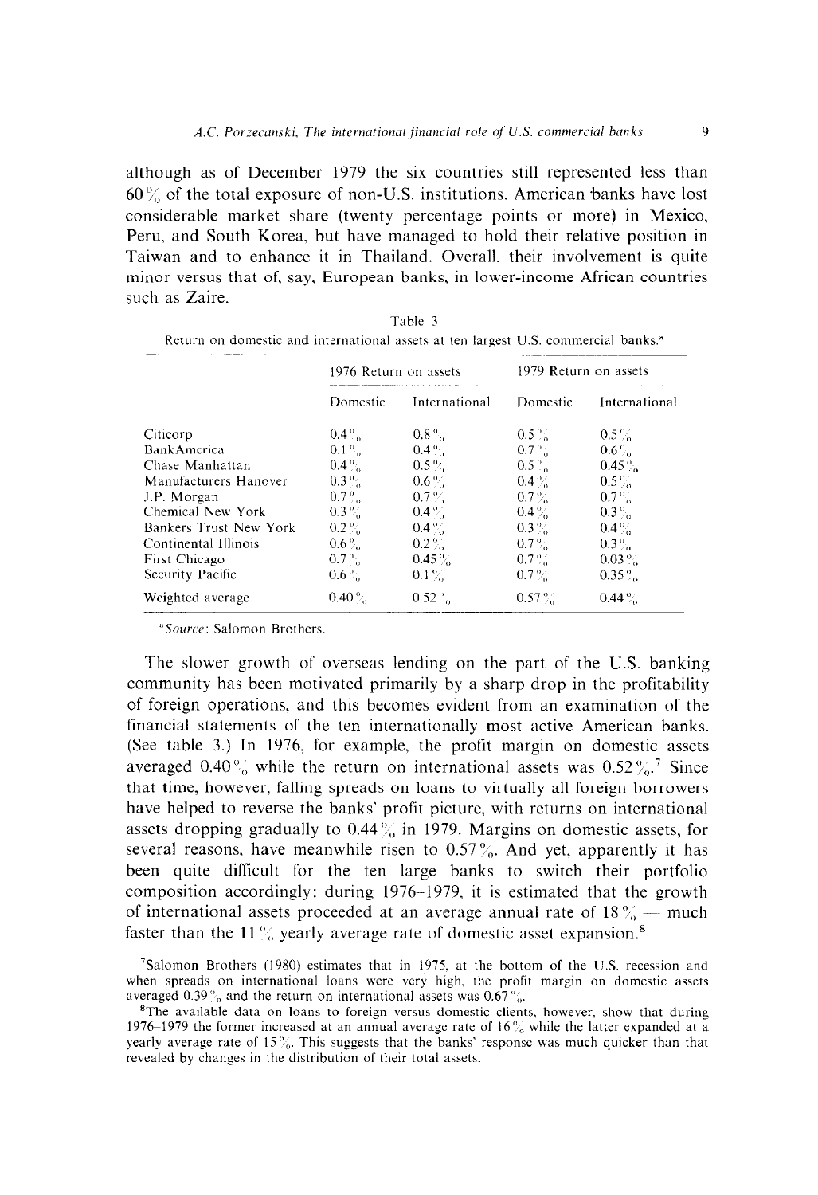although as of December 1979 the six countries still represented less than 60% of the total exposure of non-U.S. institutions. American banks have lost considerable market share (twenty percentage points or more) in Mexico, Peru, and South Korea, but have managed to hold their relative position in Taiwan and to enhance it in Thailand. Overall, their involvement is quite minor versus that of, say, European banks, in lower-income African countries such as Zaire.

Table 3

Return on domestic and international assets at ten largest U.S. commercial banks.[a]

| | 1976 Return on assets | | 1979 Return on assets | |
|---|---|---|---|---|
| | Domestic | International | Domestic | International |
| Citicorp | 0.4% | 0.8% | 0.5% | 0.5% |
| BankAmerica | 0.1% | 0.4% | 0.7% | 0.6% |
| Chase Manhattan | 0.4% | 0.5% | 0.5% | 0.45% |
| Manufacturers Hanover | 0.3% | 0.6% | 0.4% | 0.5% |
| J.P. Morgan | 0.7% | 0.7% | 0.7% | 0.7% |
| Chemical New York | 0.3% | 0.4% | 0.4% | 0.3% |
| Bankers Trust New York | 0.2% | 0.4% | 0.3% | 0.4% |
| Continental Illinois | 0.6% | 0.2% | 0.7% | 0.3% |
| First Chicago | 0.7% | 0.45% | 0.7% | 0.03% |
| Security Pacific | 0.6% | 0.1% | 0.7% | 0.35% |
| Weighted average | 0.40% | 0.52% | 0.57% | 0.44% |

[a]*Source*: Salomon Brothers.

The slower growth of overseas lending on the part of the U.S. banking community has been motivated primarily by a sharp drop in the profitability of foreign operations, and this becomes evident from an examination of the financial statements of the ten internationally most active American banks. (See table 3.) In 1976, for example, the profit margin on domestic assets averaged 0.40% while the return on international assets was 0.52%.[7] Since that time, however, falling spreads on loans to virtually all foreign borrowers have helped to reverse the banks' profit picture, with returns on international assets dropping gradually to 0.44% in 1979. Margins on domestic assets, for several reasons, have meanwhile risen to 0.57%. And yet, apparently it has been quite difficult for the ten large banks to switch their portfolio composition accordingly: during 1976–1979, it is estimated that the growth of international assets proceeded at an average annual rate of 18% — much faster than the 11% yearly average rate of domestic asset expansion.[8]

[7]Salomon Brothers (1980) estimates that in 1975, at the bottom of the U.S. recession and when spreads on international loans were very high, the profit margin on domestic assets averaged 0.39% and the return on international assets was 0.67%.

[8]The available data on loans to foreign versus domestic clients, however, show that during 1976–1979 the former increased at an annual average rate of 16% while the latter expanded at a yearly average rate of 15%. This suggests that the banks' response was much quicker than that revealed by changes in the distribution of their total assets.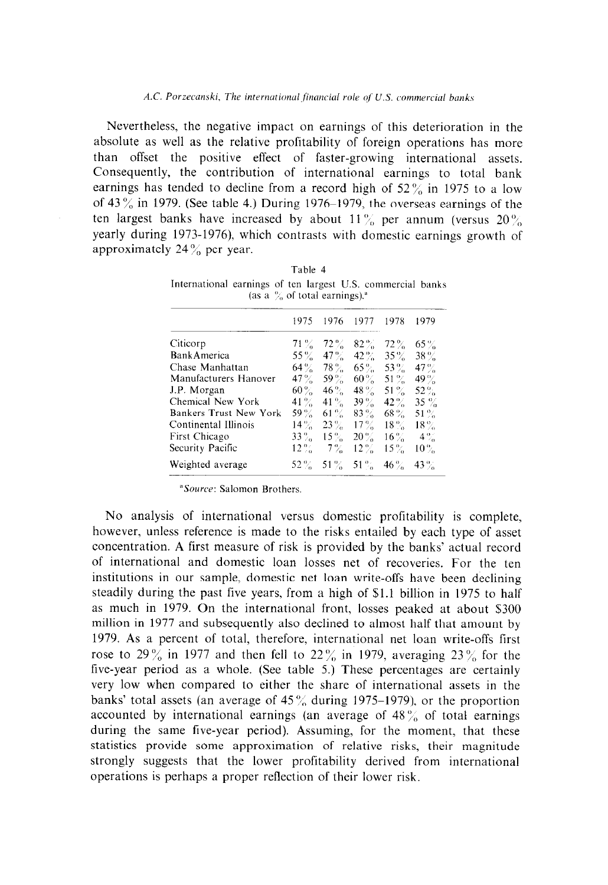Nevertheless, the negative impact on earnings of this deterioration in the absolute as well as the relative profitability of foreign operations has more than offset the positive effect of faster-growing international assets. Consequently, the contribution of international earnings to total bank earnings has tended to decline from a record high of 52% in 1975 to a low of 43% in 1979. (See table 4.) During 1976–1979, the overseas earnings of the ten largest banks have increased by about 11% per annum (versus 20% yearly during 1973-1976), which contrasts with domestic earnings growth of approximately 24% per year.

Table 4
International earnings of ten largest U.S. commercial banks (as a % of total earnings).[a]

| | 1975 | 1976 | 1977 | 1978 | 1979 |
|---|---|---|---|---|---|
| Citicorp | 71% | 72% | 82% | 72% | 65% |
| BankAmerica | 55% | 47% | 42% | 35% | 38% |
| Chase Manhattan | 64% | 78% | 65% | 53% | 47% |
| Manufacturers Hanover | 47% | 59% | 60% | 51% | 49% |
| J.P. Morgan | 60% | 46% | 48% | 51% | 52% |
| Chemical New York | 41% | 41% | 39% | 42% | 35% |
| Bankers Trust New York | 59% | 61% | 83% | 68% | 51% |
| Continental Illinois | 14% | 23% | 17% | 18% | 18% |
| First Chicago | 33% | 15% | 20% | 16% | 4% |
| Security Pacific | 12% | 7% | 12% | 15% | 10% |
| Weighted average | 52% | 51% | 51% | 46% | 43% |

[a] *Source*: Salomon Brothers.

No analysis of international versus domestic profitability is complete, however, unless reference is made to the risks entailed by each type of asset concentration. A first measure of risk is provided by the banks' actual record of international and domestic loan losses net of recoveries. For the ten institutions in our sample, domestic net loan write-offs have been declining steadily during the past five years, from a high of $1.1 billion in 1975 to half as much in 1979. On the international front, losses peaked at about $300 million in 1977 and subsequently also declined to almost half that amount by 1979. As a percent of total, therefore, international net loan write-offs first rose to 29% in 1977 and then fell to 22% in 1979, averaging 23% for the five-year period as a whole. (See table 5.) These percentages are certainly very low when compared to either the share of international assets in the banks' total assets (an average of 45% during 1975–1979), or the proportion accounted by international earnings (an average of 48% of total earnings during the same five-year period). Assuming, for the moment, that these statistics provide some approximation of relative risks, their magnitude strongly suggests that the lower profitability derived from international operations is perhaps a proper reflection of their lower risk.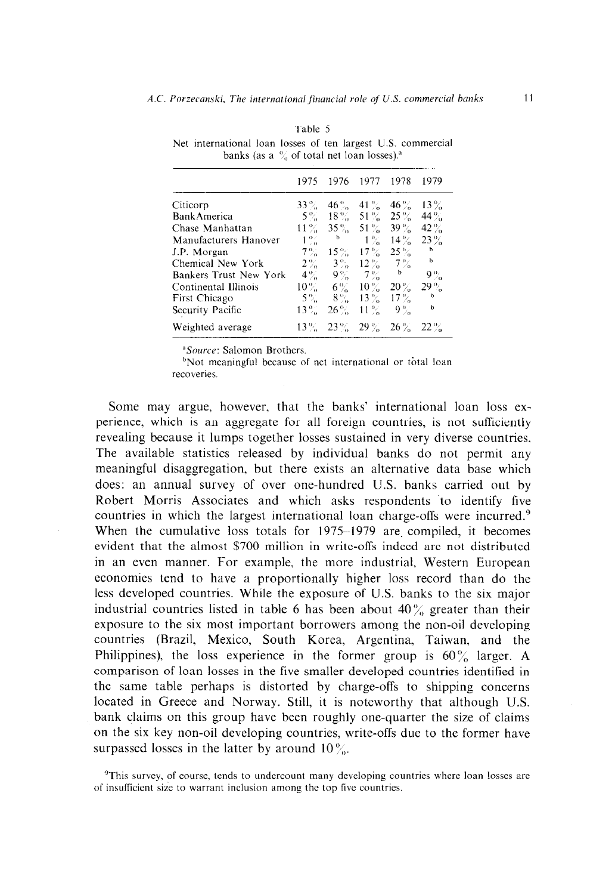Table 5

Net international loan losses of ten largest U.S. commercial banks (as a % of total net loan losses).[a]

| | 1975 | 1976 | 1977 | 1978 | 1979 |
|---|---|---|---|---|---|
| Citicorp | 33% | 46% | 41% | 46% | 13% |
| BankAmerica | 5% | 18% | 51% | 25% | 44% |
| Chase Manhattan | 11% | 35% | 51% | 39% | 42% |
| Manufacturers Hanover | 1% | b | 1% | 14% | 23% |
| J.P. Morgan | 7% | 15% | 17% | 25% | b |
| Chemical New York | 2% | 3% | 12% | 7% | b |
| Bankers Trust New York | 4% | 9% | 7% | b | 9% |
| Continental Illinois | 10% | 6% | 10% | 20% | 29% |
| First Chicago | 5% | 8% | 13% | 17% | b |
| Security Pacific | 13% | 26% | 11% | 9% | b |
| Weighted average | 13% | 23% | 29% | 26% | 22% |

[a]*Source*: Salomon Brothers.

[b]Not meaningful because of net international or total loan recoveries.

Some may argue, however, that the banks' international loan loss experience, which is an aggregate for all foreign countries, is not sufficiently revealing because it lumps together losses sustained in very diverse countries. The available statistics released by individual banks do not permit any meaningful disaggregation, but there exists an alternative data base which does: an annual survey of over one-hundred U.S. banks carried out by Robert Morris Associates and which asks respondents to identify five countries in which the largest international loan charge-offs were incurred.[9] When the cumulative loss totals for 1975–1979 are compiled, it becomes evident that the almost $700 million in write-offs indeed are not distributed in an even manner. For example, the more industrial, Western European economies tend to have a proportionally higher loss record than do the less developed countries. While the exposure of U.S. banks to the six major industrial countries listed in table 6 has been about 40% greater than their exposure to the six most important borrowers among the non-oil developing countries (Brazil, Mexico, South Korea, Argentina, Taiwan, and the Philippines), the loss experience in the former group is 60% larger. A comparison of loan losses in the five smaller developed countries identified in the same table perhaps is distorted by charge-offs to shipping concerns located in Greece and Norway. Still, it is noteworthy that although U.S. bank claims on this group have been roughly one-quarter the size of claims on the six key non-oil developing countries, write-offs due to the former have surpassed losses in the latter by around 10%.

[9]This survey, of course, tends to undercount many developing countries where loan losses are of insufficient size to warrant inclusion among the top five countries.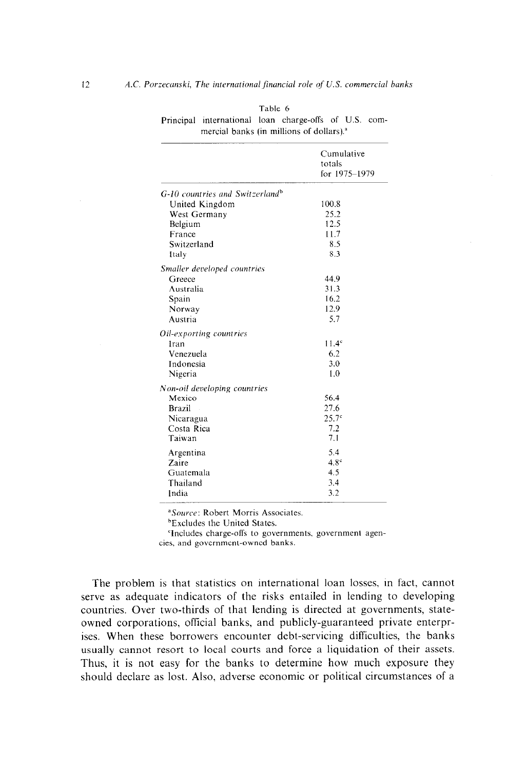Table 6

Principal international loan charge-offs of U.S. commercial banks (in millions of dollars).[a]

| | Cumulative totals for 1975–1979 |
|---|---|
| *G-10 countries and Switzerland*[b] | |
| United Kingdom | 100.8 |
| West Germany | 25.2 |
| Belgium | 12.5 |
| France | 11.7 |
| Switzerland | 8.5 |
| Italy | 8.3 |
| *Smaller developed countries* | |
| Greece | 44.9 |
| Australia | 31.3 |
| Spain | 16.2 |
| Norway | 12.9 |
| Austria | 5.7 |
| *Oil-exporting countries* | |
| Iran | 11.4[c] |
| Venezuela | 6.2 |
| Indonesia | 3.0 |
| Nigeria | 1.0 |
| *Non-oil developing countries* | |
| Mexico | 56.4 |
| Brazil | 27.6 |
| Nicaragua | 25.7[c] |
| Costa Rica | 7.2 |
| Taiwan | 7.1 |
| Argentina | 5.4 |
| Zaire | 4.8[c] |
| Guatemala | 4.5 |
| Thailand | 3.4 |
| India | 3.2 |

[a]*Source*: Robert Morris Associates.

[b]Excludes the United States.

[c]Includes charge-offs to governments, government agencies, and government-owned banks.

The problem is that statistics on international loan losses, in fact, cannot serve as adequate indicators of the risks entailed in lending to developing countries. Over two-thirds of that lending is directed at governments, state-owned corporations, official banks, and publicly-guaranteed private enterprises. When these borrowers encounter debt-servicing difficulties, the banks usually cannot resort to local courts and force a liquidation of their assets. Thus, it is not easy for the banks to determine how much exposure they should declare as lost. Also, adverse economic or political circumstances of a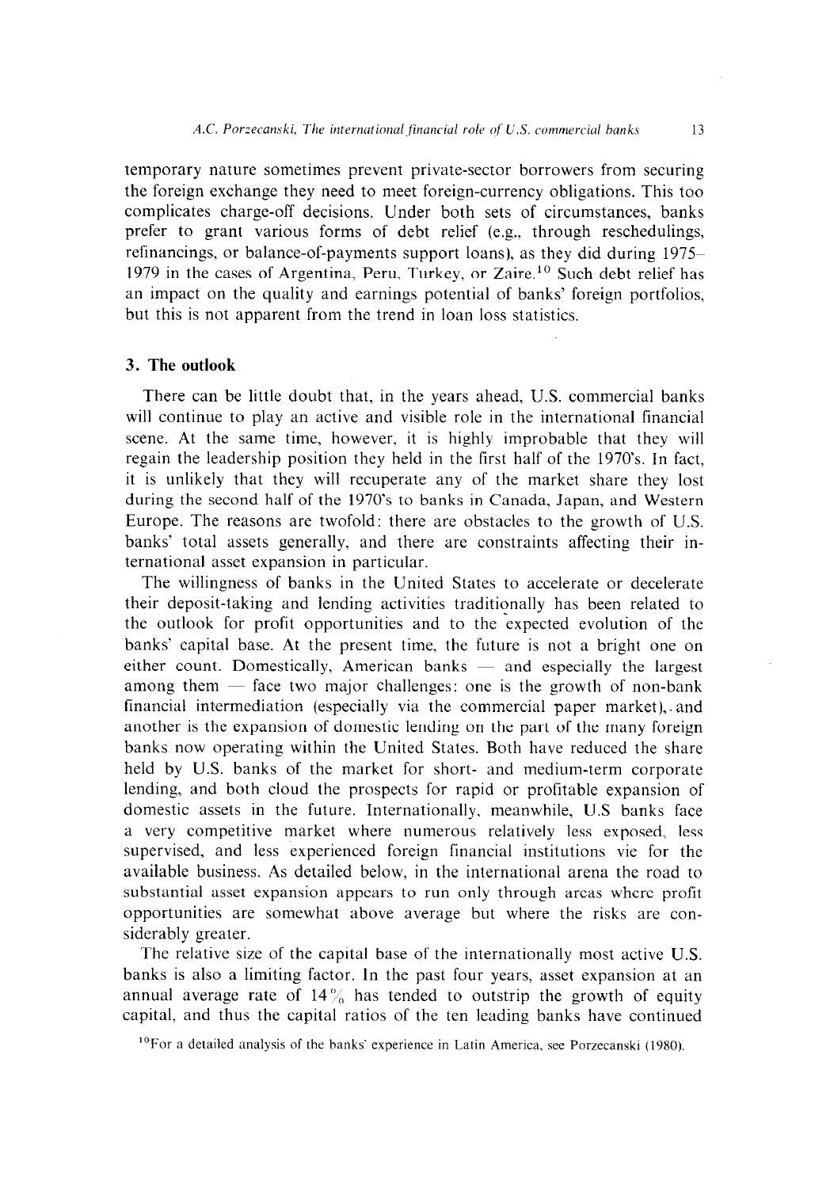temporary nature sometimes prevent private-sector borrowers from securing the foreign exchange they need to meet foreign-currency obligations. This too complicates charge-off decisions. Under both sets of circumstances, banks prefer to grant various forms of debt relief (e.g., through reschedulings, refinancings, or balance-of-payments support loans), as they did during 1975–1979 in the cases of Argentina, Peru, Turkey, or Zaire.[10] Such debt relief has an impact on the quality and earnings potential of banks' foreign portfolios, but this is not apparent from the trend in loan loss statistics.

## 3. The outlook

There can be little doubt that, in the years ahead, U.S. commercial banks will continue to play an active and visible role in the international financial scene. At the same time, however, it is highly improbable that they will regain the leadership position they held in the first half of the 1970's. In fact, it is unlikely that they will recuperate any of the market share they lost during the second half of the 1970's to banks in Canada, Japan, and Western Europe. The reasons are twofold: there are obstacles to the growth of U.S. banks' total assets generally, and there are constraints affecting their international asset expansion in particular.

The willingness of banks in the United States to accelerate or decelerate their deposit-taking and lending activities traditionally has been related to the outlook for profit opportunities and to the expected evolution of the banks' capital base. At the present time, the future is not a bright one on either count. Domestically, American banks — and especially the largest among them — face two major challenges: one is the growth of non-bank financial intermediation (especially via the commercial paper market), and another is the expansion of domestic lending on the part of the many foreign banks now operating within the United States. Both have reduced the share held by U.S. banks of the market for short- and medium-term corporate lending, and both cloud the prospects for rapid or profitable expansion of domestic assets in the future. Internationally, meanwhile, U.S banks face a very competitive market where numerous relatively less exposed, less supervised, and less experienced foreign financial institutions vie for the available business. As detailed below, in the international arena the road to substantial asset expansion appears to run only through areas where profit opportunities are somewhat above average but where the risks are considerably greater.

The relative size of the capital base of the internationally most active U.S. banks is also a limiting factor. In the past four years, asset expansion at an annual average rate of 14% has tended to outstrip the growth of equity capital, and thus the capital ratios of the ten leading banks have continued

[10] For a detailed analysis of the banks' experience in Latin America, see Porzecanski (1980).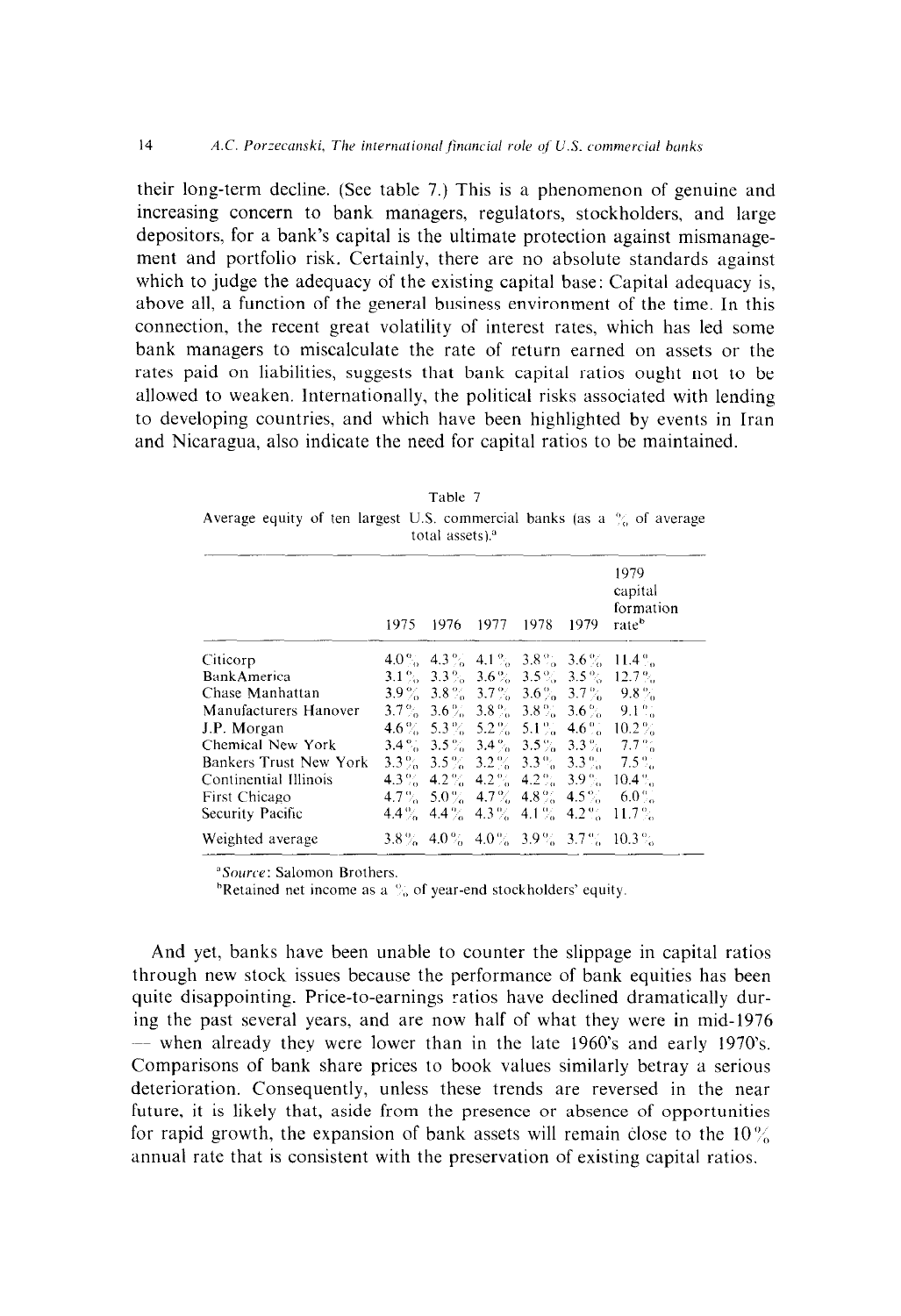their long-term decline. (See table 7.) This is a phenomenon of genuine and increasing concern to bank managers, regulators, stockholders, and large depositors, for a bank's capital is the ultimate protection against mismanagement and portfolio risk. Certainly, there are no absolute standards against which to judge the adequacy of the existing capital base: Capital adequacy is, above all, a function of the general business environment of the time. In this connection, the recent great volatility of interest rates, which has led some bank managers to miscalculate the rate of return earned on assets or the rates paid on liabilities, suggests that bank capital ratios ought not to be allowed to weaken. Internationally, the political risks associated with lending to developing countries, and which have been highlighted by events in Iran and Nicaragua, also indicate the need for capital ratios to be maintained.

Table 7

Average equity of ten largest U.S. commercial banks (as a % of average total assets).[a]

| | 1975 | 1976 | 1977 | 1978 | 1979 | 1979 capital formation rate[b] |
|---|---|---|---|---|---|---|
| Citicorp | 4.0% | 4.3% | 4.1% | 3.8% | 3.6% | 11.4% |
| BankAmerica | 3.1% | 3.3% | 3.6% | 3.5% | 3.5% | 12.7% |
| Chase Manhattan | 3.9% | 3.8% | 3.7% | 3.6% | 3.7% | 9.8% |
| Manufacturers Hanover | 3.7% | 3.6% | 3.8% | 3.8% | 3.6% | 9.1% |
| J.P. Morgan | 4.6% | 5.3% | 5.2% | 5.1% | 4.6% | 10.2% |
| Chemical New York | 3.4% | 3.5% | 3.4% | 3.5% | 3.3% | 7.7% |
| Bankers Trust New York | 3.3% | 3.5% | 3.2% | 3.3% | 3.3% | 7.5% |
| Continential Illinois | 4.3% | 4.2% | 4.2% | 4.2% | 3.9% | 10.4% |
| First Chicago | 4.7% | 5.0% | 4.7% | 4.8% | 4.5% | 6.0% |
| Security Pacific | 4.4% | 4.4% | 4.3% | 4.1% | 4.2% | 11.7% |
| Weighted average | 3.8% | 4.0% | 4.0% | 3.9% | 3.7% | 10.3% |

[a]*Source*: Salomon Brothers.

[b]Retained net income as a % of year-end stockholders' equity.

And yet, banks have been unable to counter the slippage in capital ratios through new stock issues because the performance of bank equities has been quite disappointing. Price-to-earnings ratios have declined dramatically during the past several years, and are now half of what they were in mid-1976 — when already they were lower than in the late 1960's and early 1970's. Comparisons of bank share prices to book values similarly betray a serious deterioration. Consequently, unless these trends are reversed in the near future, it is likely that, aside from the presence or absence of opportunities for rapid growth, the expansion of bank assets will remain close to the 10% annual rate that is consistent with the preservation of existing capital ratios.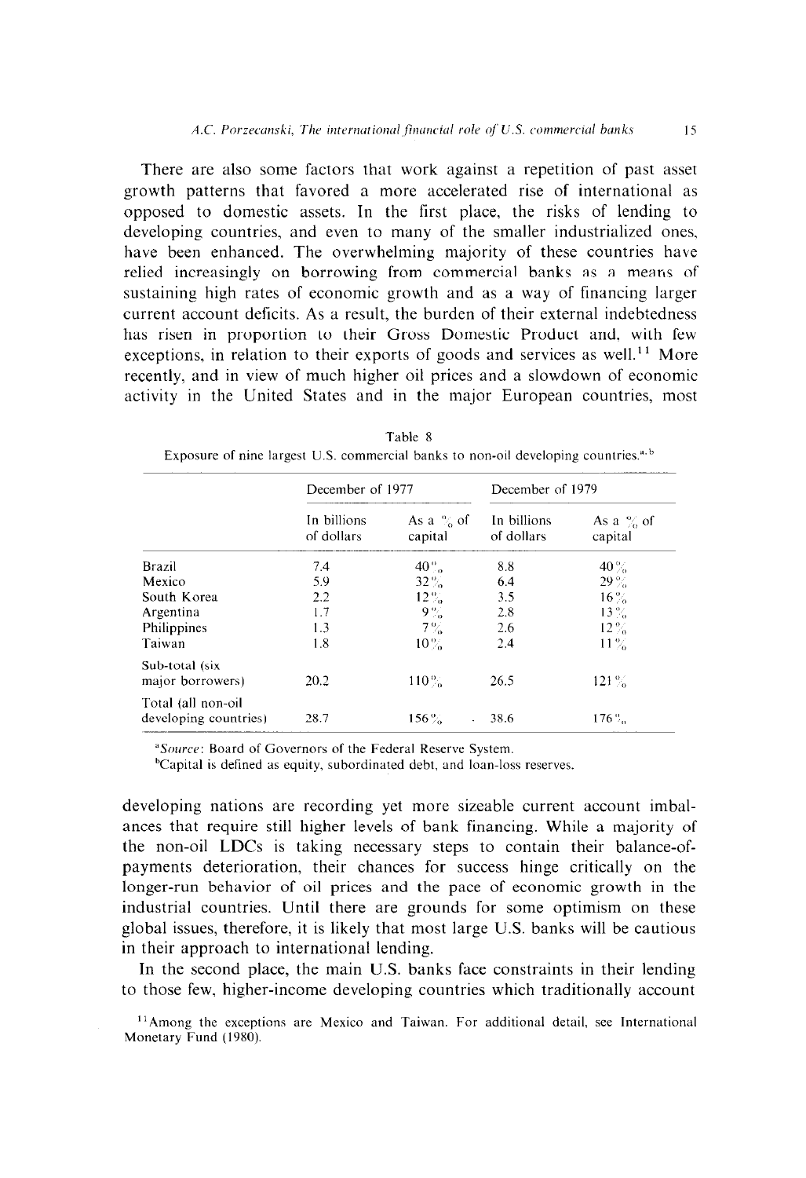There are also some factors that work against a repetition of past asset growth patterns that favored a more accelerated rise of international as opposed to domestic assets. In the first place, the risks of lending to developing countries, and even to many of the smaller industrialized ones, have been enhanced. The overwhelming majority of these countries have relied increasingly on borrowing from commercial banks as a means of sustaining high rates of economic growth and as a way of financing larger current account deficits. As a result, the burden of their external indebtedness has risen in proportion to their Gross Domestic Product and, with few exceptions, in relation to their exports of goods and services as well.[11] More recently, and in view of much higher oil prices and a slowdown of economic activity in the United States and in the major European countries, most developing nations are recording yet more sizeable current account imbalances that require still higher levels of bank financing. While a majority of the non-oil LDCs is taking necessary steps to contain their balance-of-payments deterioration, their chances for success hinge critically on the longer-run behavior of oil prices and the pace of economic growth in the industrial countries. Until there are grounds for some optimism on these global issues, therefore, it is likely that most large U.S. banks will be cautious in their approach to international lending.

Table 8

Exposure of nine largest U.S. commercial banks to non-oil developing countries.[a,b]

| | December of 1977 | | December of 1979 | |
|---|---|---|---|---|
| | In billions of dollars | As a % of capital | In billions of dollars | As a % of capital |
| Brazil | 7.4 | 40% | 8.8 | 40% |
| Mexico | 5.9 | 32% | 6.4 | 29% |
| South Korea | 2.2 | 12% | 3.5 | 16% |
| Argentina | 1.7 | 9% | 2.8 | 13% |
| Philippines | 1.3 | 7% | 2.6 | 12% |
| Taiwan | 1.8 | 10% | 2.4 | 11% |
| Sub-total (six major borrowers) | 20.2 | 110% | 26.5 | 121% |
| Total (all non-oil developing countries) | 28.7 | 156% | 38.6 | 176% |

[a]*Source*: Board of Governors of the Federal Reserve System.

[b]Capital is defined as equity, subordinated debt, and loan-loss reserves.

In the second place, the main U.S. banks face constraints in their lending to those few, higher-income developing countries which traditionally account

[11]Among the exceptions are Mexico and Taiwan. For additional detail, see International Monetary Fund (1980).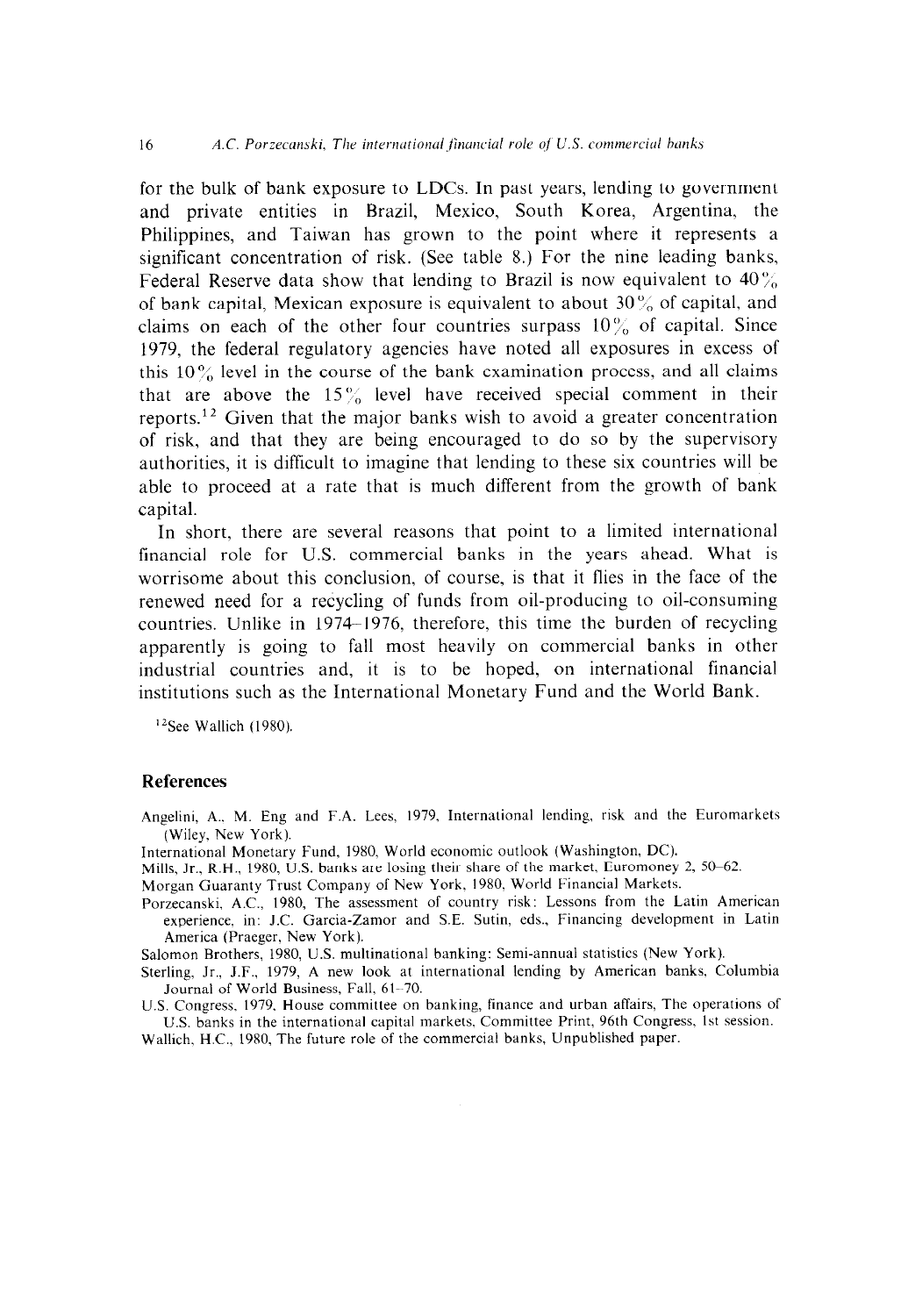for the bulk of bank exposure to LDCs. In past years, lending to government and private entities in Brazil, Mexico, South Korea, Argentina, the Philippines, and Taiwan has grown to the point where it represents a significant concentration of risk. (See table 8.) For the nine leading banks, Federal Reserve data show that lending to Brazil is now equivalent to 40% of bank capital, Mexican exposure is equivalent to about 30% of capital, and claims on each of the other four countries surpass 10% of capital. Since 1979, the federal regulatory agencies have noted all exposures in excess of this 10% level in the course of the bank examination process, and all claims that are above the 15% level have received special comment in their reports.[12] Given that the major banks wish to avoid a greater concentration of risk, and that they are being encouraged to do so by the supervisory authorities, it is difficult to imagine that lending to these six countries will be able to proceed at a rate that is much different from the growth of bank capital.

In short, there are several reasons that point to a limited international financial role for U.S. commercial banks in the years ahead. What is worrisome about this conclusion, of course, is that it flies in the face of the renewed need for a recycling of funds from oil-producing to oil-consuming countries. Unlike in 1974–1976, therefore, this time the burden of recycling apparently is going to fall most heavily on commercial banks in other industrial countries and, it is to be hoped, on international financial institutions such as the International Monetary Fund and the World Bank.

[12] See Wallich (1980).

## References

Angelini, A., M. Eng and F.A. Lees, 1979, International lending, risk and the Euromarkets (Wiley, New York).

International Monetary Fund, 1980, World economic outlook (Washington, DC).

Mills, Jr., R.H., 1980, U.S. banks are losing their share of the market, Euromoney 2, 50–62.

Morgan Guaranty Trust Company of New York, 1980, World Financial Markets.

Porzecanski, A.C., 1980, The assessment of country risk: Lessons from the Latin American experience, in: J.C. Garcia-Zamor and S.E. Sutin, eds., Financing development in Latin America (Praeger, New York).

Salomon Brothers, 1980, U.S. multinational banking: Semi-annual statistics (New York).

Sterling, Jr., J.F., 1979, A new look at international lending by American banks, Columbia Journal of World Business, Fall, 61–70.

U.S. Congress, 1979, House committee on banking, finance and urban affairs, The operations of U.S. banks in the international capital markets, Committee Print, 96th Congress, 1st session.

Wallich, H.C., 1980, The future role of the commercial banks, Unpublished paper.